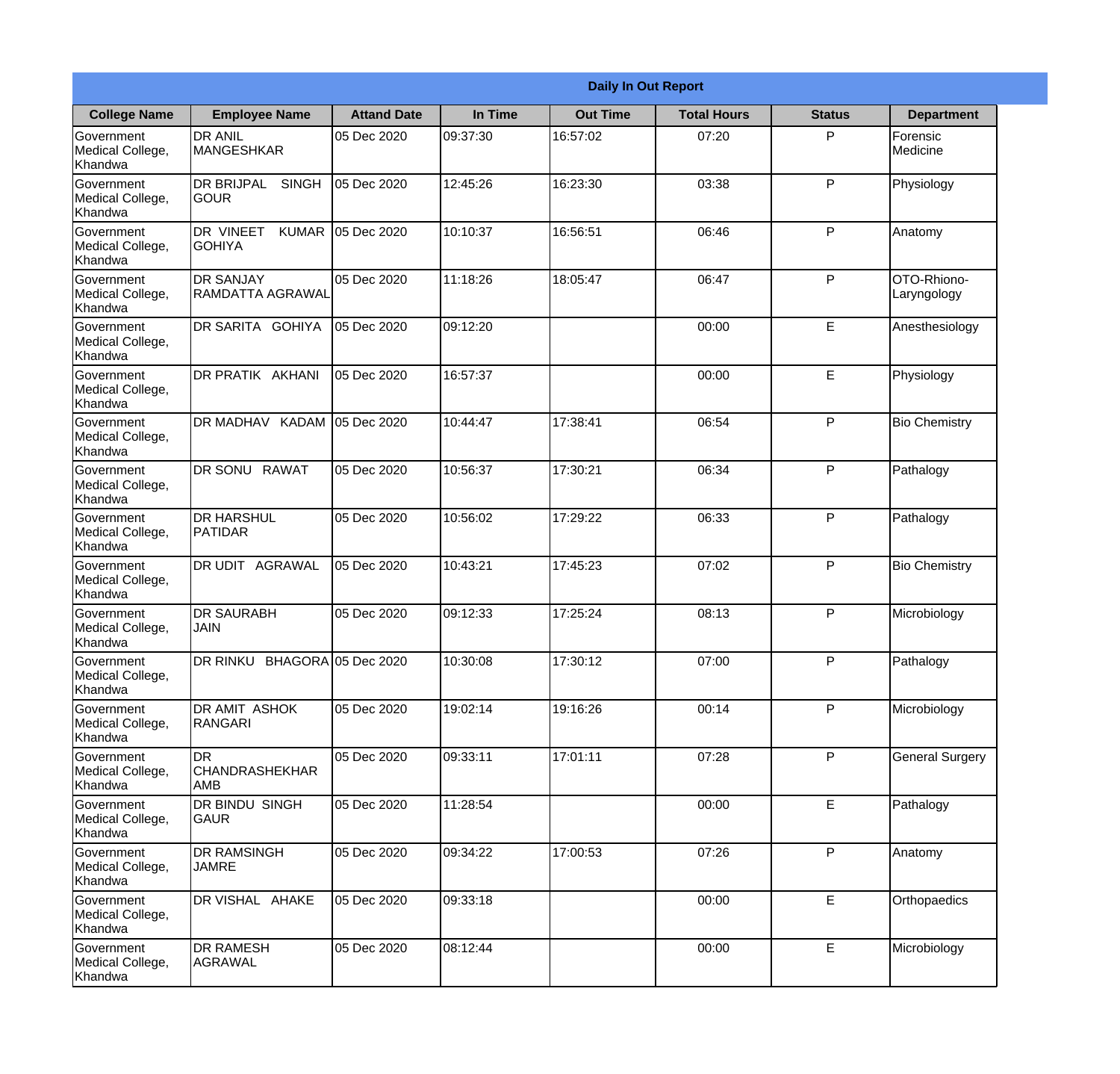| Daily In Out Report | | | | | | | |
|---|---|---|---|---|---|---|---|
| **College Name** | **Employee Name** | **Attand Date** | **In Time** | **Out Time** | **Total Hours** | **Status** | **Department** |
| Government Medical College, Khandwa | DR ANIL MANGESHKAR | 05 Dec 2020 | 09:37:30 | 16:57:02 | 07:20 | P | Forensic Medicine |
| Government Medical College, Khandwa | DR BRIJPAL SINGH GOUR | 05 Dec 2020 | 12:45:26 | 16:23:30 | 03:38 | P | Physiology |
| Government Medical College, Khandwa | DR VINEET KUMAR GOHIYA | 05 Dec 2020 | 10:10:37 | 16:56:51 | 06:46 | P | Anatomy |
| Government Medical College, Khandwa | DR SANJAY RAMDATTA AGRAWAL | 05 Dec 2020 | 11:18:26 | 18:05:47 | 06:47 | P | OTO-Rhiono-Laryngology |
| Government Medical College, Khandwa | DR SARITA GOHIYA | 05 Dec 2020 | 09:12:20 | | 00:00 | E | Anesthesiology |
| Government Medical College, Khandwa | DR PRATIK AKHANI | 05 Dec 2020 | 16:57:37 | | 00:00 | E | Physiology |
| Government Medical College, Khandwa | DR MADHAV KADAM | 05 Dec 2020 | 10:44:47 | 17:38:41 | 06:54 | P | Bio Chemistry |
| Government Medical College, Khandwa | DR SONU RAWAT | 05 Dec 2020 | 10:56:37 | 17:30:21 | 06:34 | P | Pathalogy |
| Government Medical College, Khandwa | DR HARSHUL PATIDAR | 05 Dec 2020 | 10:56:02 | 17:29:22 | 06:33 | P | Pathalogy |
| Government Medical College, Khandwa | DR UDIT AGRAWAL | 05 Dec 2020 | 10:43:21 | 17:45:23 | 07:02 | P | Bio Chemistry |
| Government Medical College, Khandwa | DR SAURABH JAIN | 05 Dec 2020 | 09:12:33 | 17:25:24 | 08:13 | P | Microbiology |
| Government Medical College, Khandwa | DR RINKU BHAGORA | 05 Dec 2020 | 10:30:08 | 17:30:12 | 07:00 | P | Pathalogy |
| Government Medical College, Khandwa | DR AMIT ASHOK RANGARI | 05 Dec 2020 | 19:02:14 | 19:16:26 | 00:14 | P | Microbiology |
| Government Medical College, Khandwa | DR CHANDRASHEKHAR AMB | 05 Dec 2020 | 09:33:11 | 17:01:11 | 07:28 | P | General Surgery |
| Government Medical College, Khandwa | DR BINDU SINGH GAUR | 05 Dec 2020 | 11:28:54 | | 00:00 | E | Pathalogy |
| Government Medical College, Khandwa | DR RAMSINGH JAMRE | 05 Dec 2020 | 09:34:22 | 17:00:53 | 07:26 | P | Anatomy |
| Government Medical College, Khandwa | DR VISHAL AHAKE | 05 Dec 2020 | 09:33:18 | | 00:00 | E | Orthopaedics |
| Government Medical College, Khandwa | DR RAMESH AGRAWAL | 05 Dec 2020 | 08:12:44 | | 00:00 | E | Microbiology |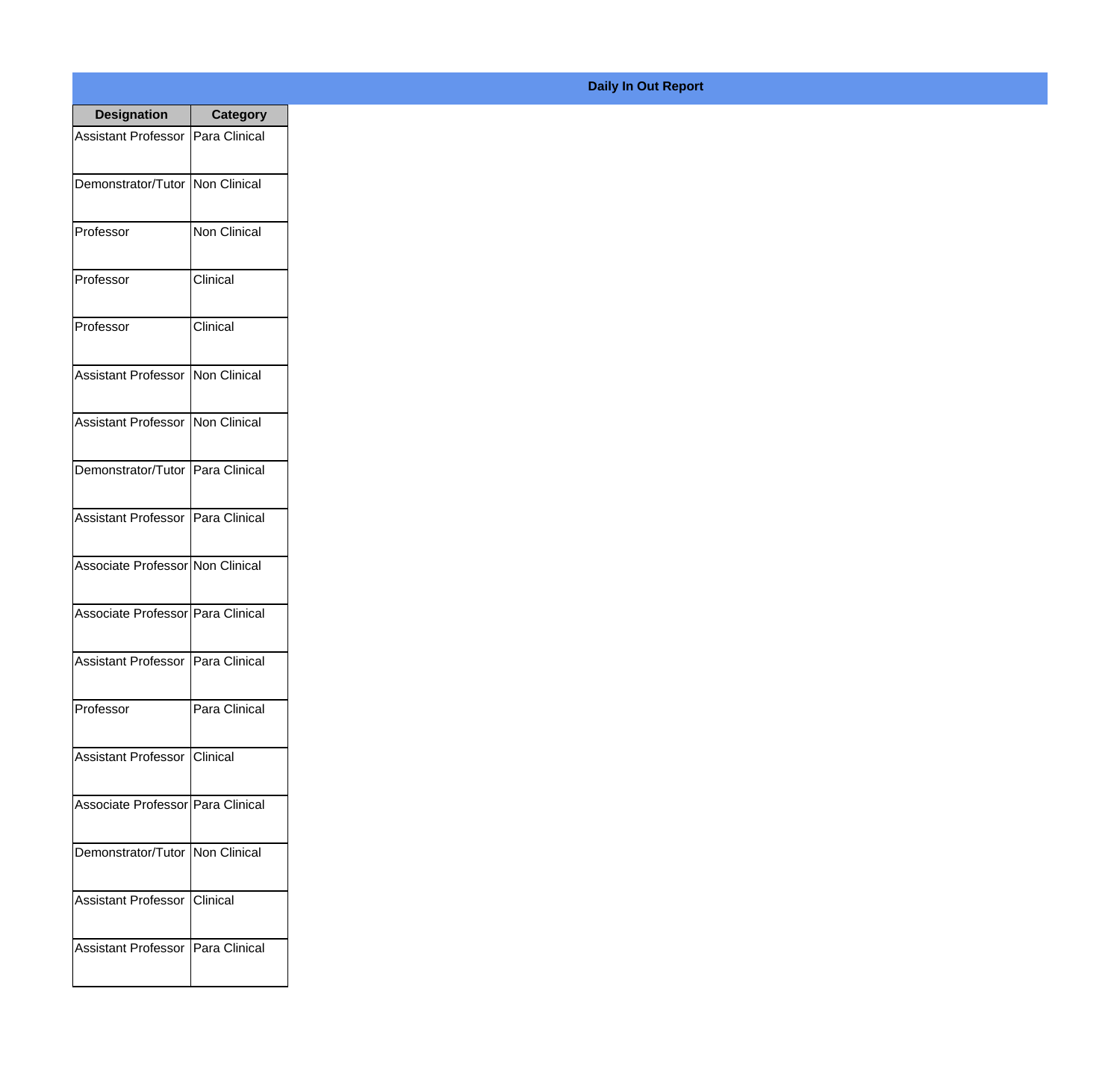**Daily In Out Report**

| Designation | Category |
| --- | --- |
| Assistant Professor | Para Clinical |
| Demonstrator/Tutor | Non Clinical |
| Professor | Non Clinical |
| Professor | Clinical |
| Professor | Clinical |
| Assistant Professor | Non Clinical |
| Assistant Professor | Non Clinical |
| Demonstrator/Tutor | Para Clinical |
| Assistant Professor | Para Clinical |
| Associate Professor | Non Clinical |
| Associate Professor | Para Clinical |
| Assistant Professor | Para Clinical |
| Professor | Para Clinical |
| Assistant Professor | Clinical |
| Associate Professor | Para Clinical |
| Demonstrator/Tutor | Non Clinical |
| Assistant Professor | Clinical |
| Assistant Professor | Para Clinical |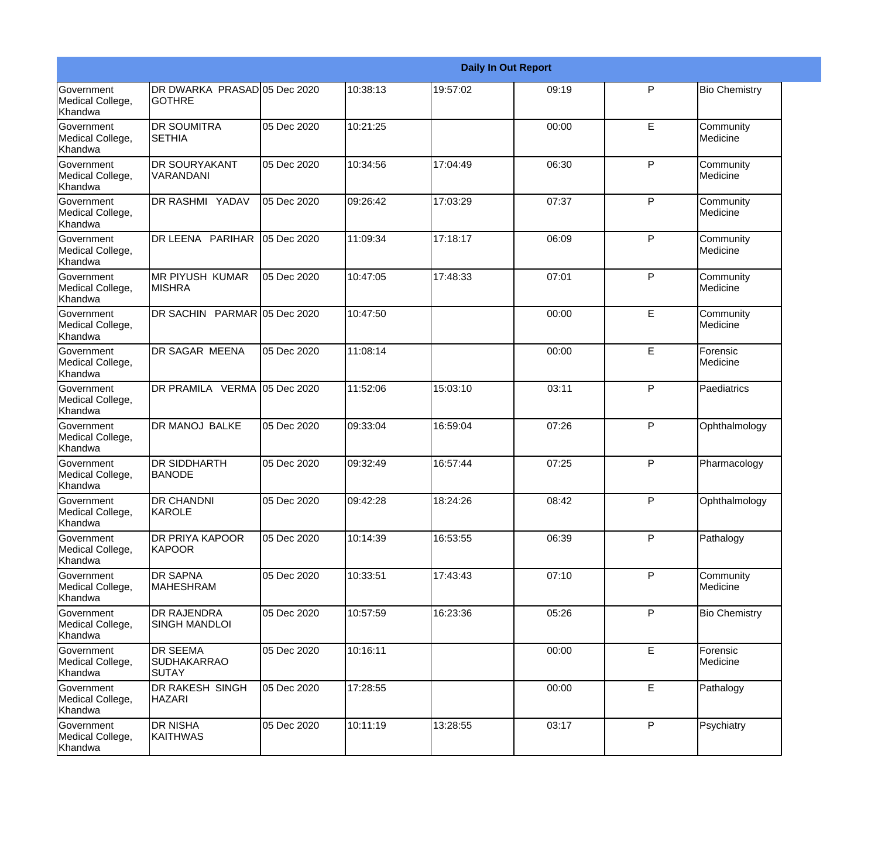| Daily In Out Report | | | | | | | |
|---|---|---|---|---|---|---|---|
| Government Medical College, Khandwa | DR DWARKA PRASAD GOTHRE | 05 Dec 2020 | 10:38:13 | 19:57:02 | 09:19 | P | Bio Chemistry |
| Government Medical College, Khandwa | DR SOUMITRA SETHIA | 05 Dec 2020 | 10:21:25 | | 00:00 | E | Community Medicine |
| Government Medical College, Khandwa | DR SOURYAKANT VARANDANI | 05 Dec 2020 | 10:34:56 | 17:04:49 | 06:30 | P | Community Medicine |
| Government Medical College, Khandwa | DR RASHMI YADAV | 05 Dec 2020 | 09:26:42 | 17:03:29 | 07:37 | P | Community Medicine |
| Government Medical College, Khandwa | DR LEENA PARIHAR | 05 Dec 2020 | 11:09:34 | 17:18:17 | 06:09 | P | Community Medicine |
| Government Medical College, Khandwa | MR PIYUSH KUMAR MISHRA | 05 Dec 2020 | 10:47:05 | 17:48:33 | 07:01 | P | Community Medicine |
| Government Medical College, Khandwa | DR SACHIN PARMAR | 05 Dec 2020 | 10:47:50 | | 00:00 | E | Community Medicine |
| Government Medical College, Khandwa | DR SAGAR MEENA | 05 Dec 2020 | 11:08:14 | | 00:00 | E | Forensic Medicine |
| Government Medical College, Khandwa | DR PRAMILA VERMA | 05 Dec 2020 | 11:52:06 | 15:03:10 | 03:11 | P | Paediatrics |
| Government Medical College, Khandwa | DR MANOJ BALKE | 05 Dec 2020 | 09:33:04 | 16:59:04 | 07:26 | P | Ophthalmology |
| Government Medical College, Khandwa | DR SIDDHARTH BANODE | 05 Dec 2020 | 09:32:49 | 16:57:44 | 07:25 | P | Pharmacology |
| Government Medical College, Khandwa | DR CHANDNI KAROLE | 05 Dec 2020 | 09:42:28 | 18:24:26 | 08:42 | P | Ophthalmology |
| Government Medical College, Khandwa | DR PRIYA KAPOOR KAPOOR | 05 Dec 2020 | 10:14:39 | 16:53:55 | 06:39 | P | Pathalogy |
| Government Medical College, Khandwa | DR SAPNA MAHESHRAM | 05 Dec 2020 | 10:33:51 | 17:43:43 | 07:10 | P | Community Medicine |
| Government Medical College, Khandwa | DR RAJENDRA SINGH MANDLOI | 05 Dec 2020 | 10:57:59 | 16:23:36 | 05:26 | P | Bio Chemistry |
| Government Medical College, Khandwa | DR SEEMA SUDHAKARRAO SUTAY | 05 Dec 2020 | 10:16:11 | | 00:00 | E | Forensic Medicine |
| Government Medical College, Khandwa | DR RAKESH SINGH HAZARI | 05 Dec 2020 | 17:28:55 | | 00:00 | E | Pathalogy |
| Government Medical College, Khandwa | DR NISHA KAITHWAS | 05 Dec 2020 | 10:11:19 | 13:28:55 | 03:17 | P | Psychiatry |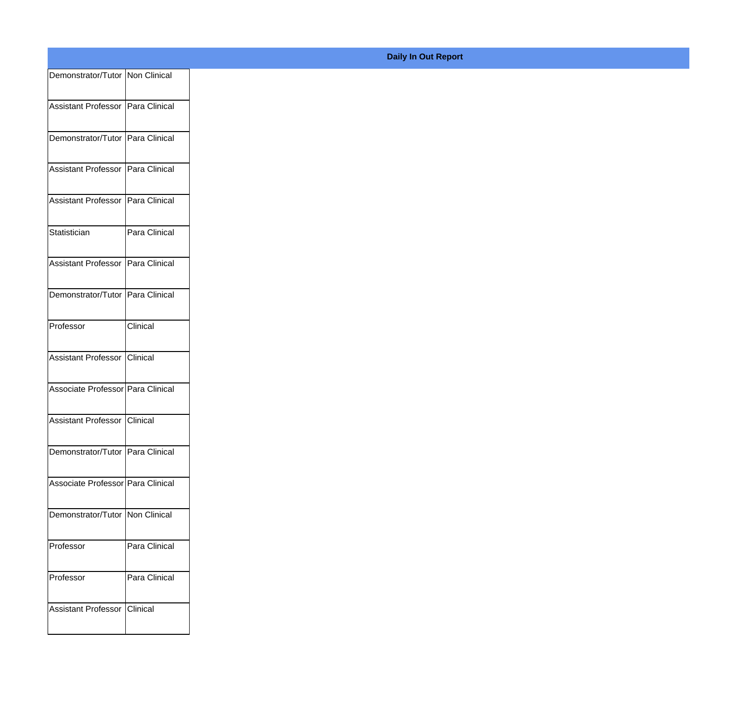**Daily In Out Report**

| | |
|---|---|
| Demonstrator/Tutor | Non Clinical |
| Assistant Professor | Para Clinical |
| Demonstrator/Tutor | Para Clinical |
| Assistant Professor | Para Clinical |
| Assistant Professor | Para Clinical |
| Statistician | Para Clinical |
| Assistant Professor | Para Clinical |
| Demonstrator/Tutor | Para Clinical |
| Professor | Clinical |
| Assistant Professor | Clinical |
| Associate Professor | Para Clinical |
| Assistant Professor | Clinical |
| Demonstrator/Tutor | Para Clinical |
| Associate Professor | Para Clinical |
| Demonstrator/Tutor | Non Clinical |
| Professor | Para Clinical |
| Professor | Para Clinical |
| Assistant Professor | Clinical |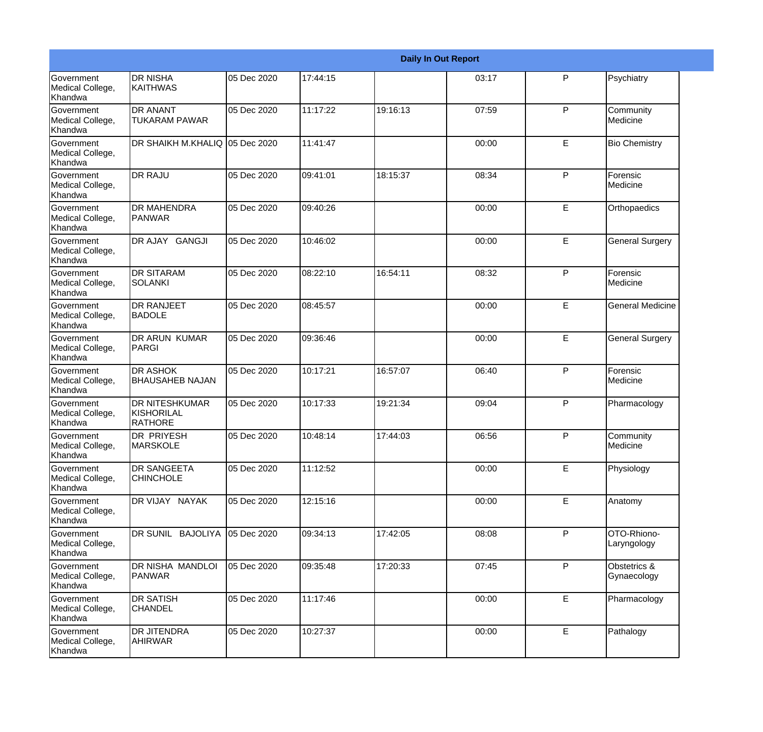| Daily In Out Report | | | | | | | |
|---|---|---|---|---|---|---|---|
| Government Medical College, Khandwa | DR NISHA KAITHWAS | 05 Dec 2020 | 17:44:15 | | 03:17 | P | Psychiatry |
| Government Medical College, Khandwa | DR ANANT TUKARAM PAWAR | 05 Dec 2020 | 11:17:22 | 19:16:13 | 07:59 | P | Community Medicine |
| Government Medical College, Khandwa | DR SHAIKH M.KHALIQ | 05 Dec 2020 | 11:41:47 | | 00:00 | E | Bio Chemistry |
| Government Medical College, Khandwa | DR RAJU | 05 Dec 2020 | 09:41:01 | 18:15:37 | 08:34 | P | Forensic Medicine |
| Government Medical College, Khandwa | DR MAHENDRA PANWAR | 05 Dec 2020 | 09:40:26 | | 00:00 | E | Orthopaedics |
| Government Medical College, Khandwa | DR AJAY GANGJI | 05 Dec 2020 | 10:46:02 | | 00:00 | E | General Surgery |
| Government Medical College, Khandwa | DR SITARAM SOLANKI | 05 Dec 2020 | 08:22:10 | 16:54:11 | 08:32 | P | Forensic Medicine |
| Government Medical College, Khandwa | DR RANJEET BADOLE | 05 Dec 2020 | 08:45:57 | | 00:00 | E | General Medicine |
| Government Medical College, Khandwa | DR ARUN KUMAR PARGI | 05 Dec 2020 | 09:36:46 | | 00:00 | E | General Surgery |
| Government Medical College, Khandwa | DR ASHOK BHAUSAHEB NAJAN | 05 Dec 2020 | 10:17:21 | 16:57:07 | 06:40 | P | Forensic Medicine |
| Government Medical College, Khandwa | DR NITESHKUMAR KISHORILAL RATHORE | 05 Dec 2020 | 10:17:33 | 19:21:34 | 09:04 | P | Pharmacology |
| Government Medical College, Khandwa | DR PRIYESH MARSKOLE | 05 Dec 2020 | 10:48:14 | 17:44:03 | 06:56 | P | Community Medicine |
| Government Medical College, Khandwa | DR SANGEETA CHINCHOLE | 05 Dec 2020 | 11:12:52 | | 00:00 | E | Physiology |
| Government Medical College, Khandwa | DR VIJAY NAYAK | 05 Dec 2020 | 12:15:16 | | 00:00 | E | Anatomy |
| Government Medical College, Khandwa | DR SUNIL BAJOLIYA | 05 Dec 2020 | 09:34:13 | 17:42:05 | 08:08 | P | OTO-Rhiono-Laryngology |
| Government Medical College, Khandwa | DR NISHA MANDLOI PANWAR | 05 Dec 2020 | 09:35:48 | 17:20:33 | 07:45 | P | Obstetrics & Gynaecology |
| Government Medical College, Khandwa | DR SATISH CHANDEL | 05 Dec 2020 | 11:17:46 | | 00:00 | E | Pharmacology |
| Government Medical College, Khandwa | DR JITENDRA AHIRWAR | 05 Dec 2020 | 10:27:37 | | 00:00 | E | Pathalogy |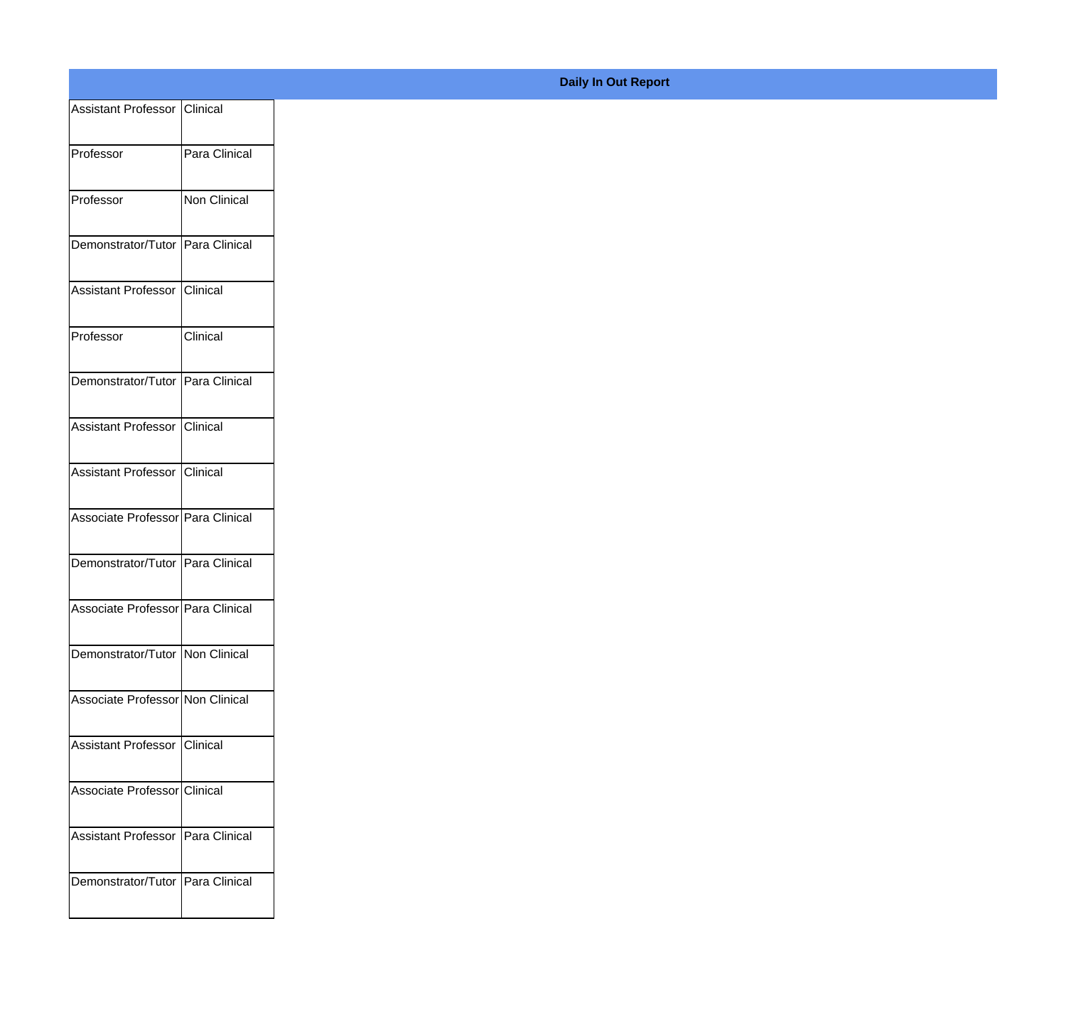**Daily In Out Report**

| | |
|---|---|
| Assistant Professor | Clinical |
| Professor | Para Clinical |
| Professor | Non Clinical |
| Demonstrator/Tutor | Para Clinical |
| Assistant Professor | Clinical |
| Professor | Clinical |
| Demonstrator/Tutor | Para Clinical |
| Assistant Professor | Clinical |
| Assistant Professor | Clinical |
| Associate Professor | Para Clinical |
| Demonstrator/Tutor | Para Clinical |
| Associate Professor | Para Clinical |
| Demonstrator/Tutor | Non Clinical |
| Associate Professor | Non Clinical |
| Assistant Professor | Clinical |
| Associate Professor | Clinical |
| Assistant Professor | Para Clinical |
| Demonstrator/Tutor | Para Clinical |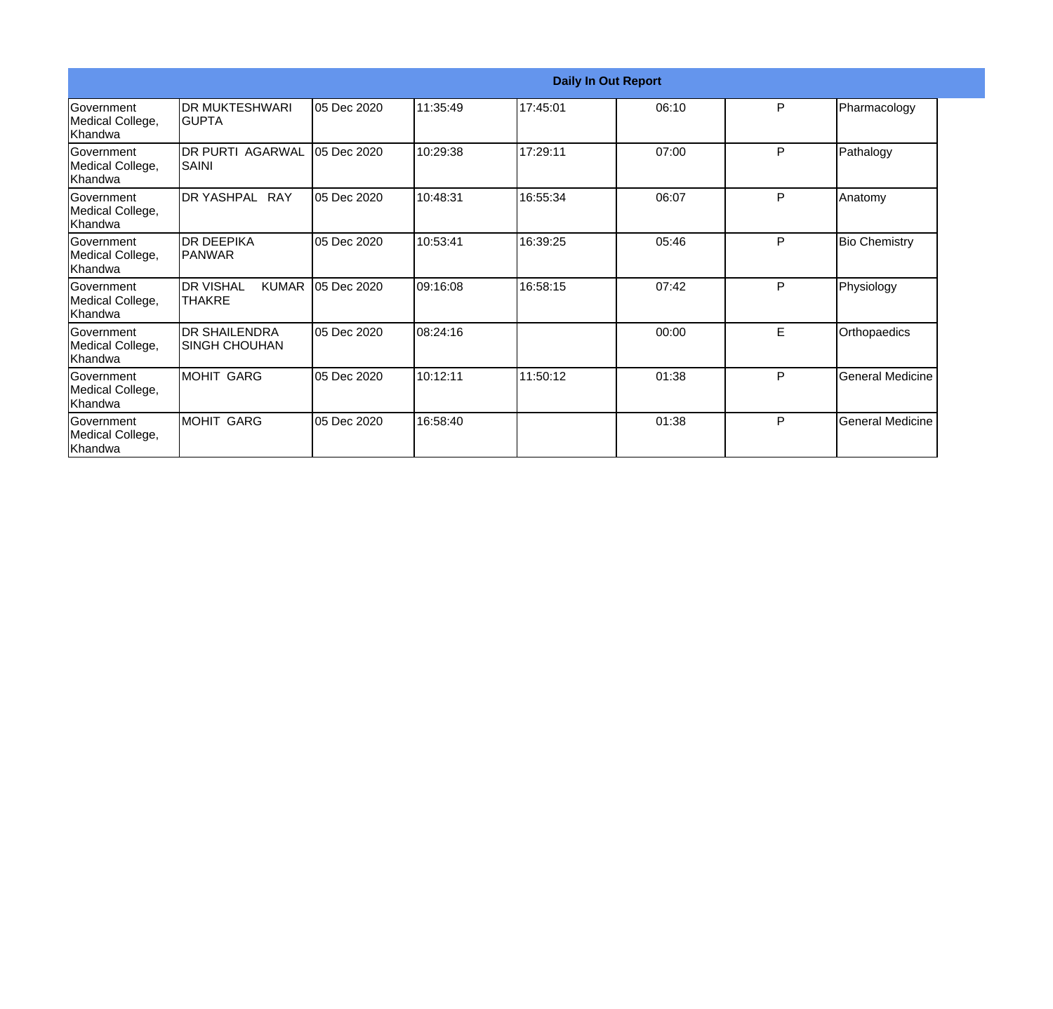| Daily In Out Report | | | | | | | |
|---|---|---|---|---|---|---|---|
| Government Medical College, Khandwa | DR MUKTESHWARI GUPTA | 05 Dec 2020 | 11:35:49 | 17:45:01 | 06:10 | P | Pharmacology |
| Government Medical College, Khandwa | DR PURTI AGARWAL SAINI | 05 Dec 2020 | 10:29:38 | 17:29:11 | 07:00 | P | Pathalogy |
| Government Medical College, Khandwa | DR YASHPAL RAY | 05 Dec 2020 | 10:48:31 | 16:55:34 | 06:07 | P | Anatomy |
| Government Medical College, Khandwa | DR DEEPIKA PANWAR | 05 Dec 2020 | 10:53:41 | 16:39:25 | 05:46 | P | Bio Chemistry |
| Government Medical College, Khandwa | DR VISHAL KUMAR THAKRE | 05 Dec 2020 | 09:16:08 | 16:58:15 | 07:42 | P | Physiology |
| Government Medical College, Khandwa | DR SHAILENDRA SINGH CHOUHAN | 05 Dec 2020 | 08:24:16 | | 00:00 | E | Orthopaedics |
| Government Medical College, Khandwa | MOHIT GARG | 05 Dec 2020 | 10:12:11 | 11:50:12 | 01:38 | P | General Medicine |
| Government Medical College, Khandwa | MOHIT GARG | 05 Dec 2020 | 16:58:40 | | 01:38 | P | General Medicine |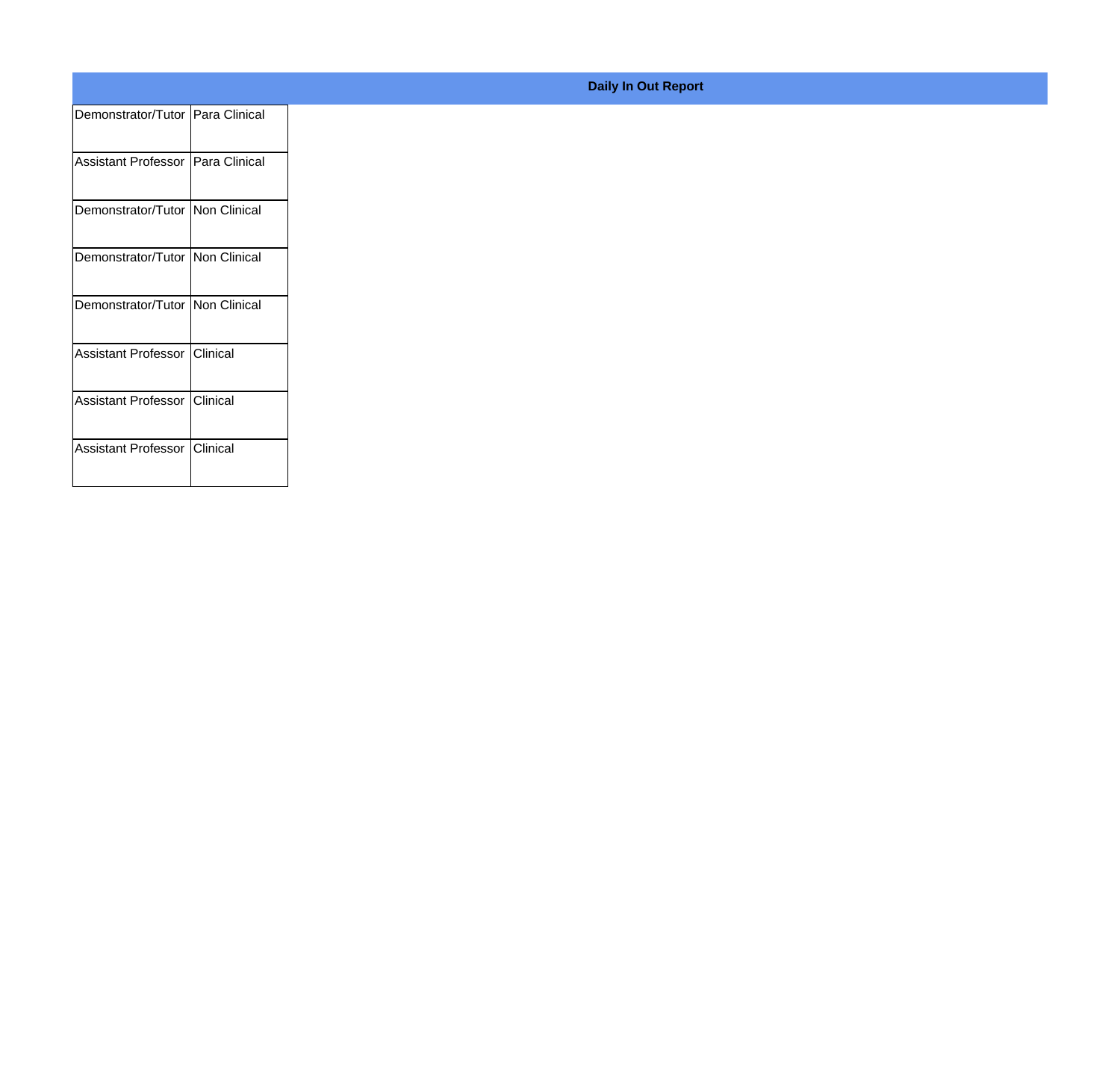## Daily In Out Report

| | |
|---|---|
| Demonstrator/Tutor | Para Clinical |
| Assistant Professor | Para Clinical |
| Demonstrator/Tutor | Non Clinical |
| Demonstrator/Tutor | Non Clinical |
| Demonstrator/Tutor | Non Clinical |
| Assistant Professor | Clinical |
| Assistant Professor | Clinical |
| Assistant Professor | Clinical |